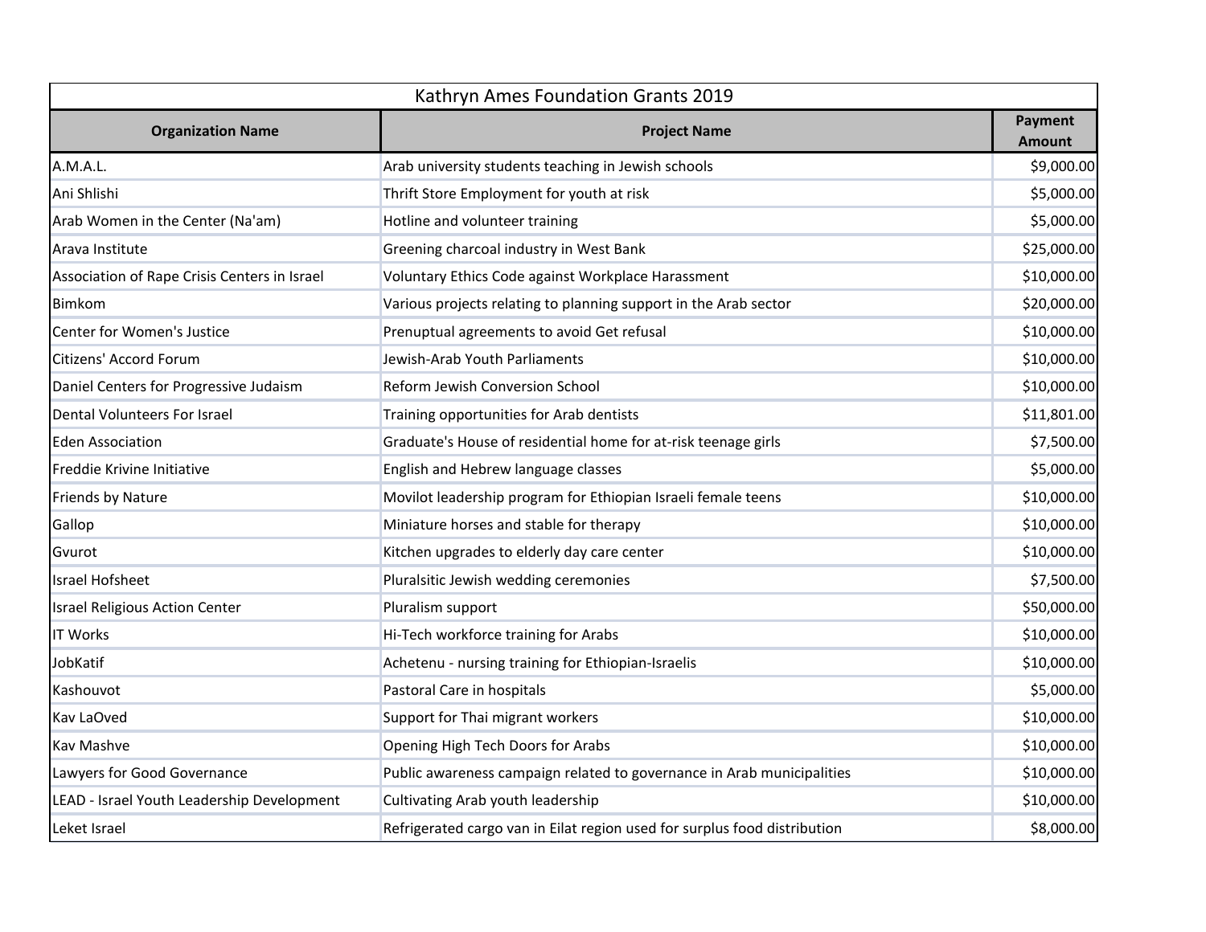| Kathryn Ames Foundation Grants 2019 | | |
|---|---|---|
| **Organization Name** | **Project Name** | **Payment Amount** |
| A.M.A.L. | Arab university students teaching in Jewish schools | $9,000.00 |
| Ani Shlishi | Thrift Store Employment for youth at risk | $5,000.00 |
| Arab Women in the Center (Na'am) | Hotline and volunteer training | $5,000.00 |
| Arava Institute | Greening charcoal industry in West Bank | $25,000.00 |
| Association of Rape Crisis Centers in Israel | Voluntary Ethics Code against Workplace Harassment | $10,000.00 |
| Bimkom | Various projects relating to planning support in the Arab sector | $20,000.00 |
| Center for Women's Justice | Prenuptual agreements to avoid Get refusal | $10,000.00 |
| Citizens' Accord Forum | Jewish-Arab Youth Parliaments | $10,000.00 |
| Daniel Centers for Progressive Judaism | Reform Jewish Conversion School | $10,000.00 |
| Dental Volunteers For Israel | Training opportunities for Arab dentists | $11,801.00 |
| Eden Association | Graduate's House of residential home for at-risk teenage girls | $7,500.00 |
| Freddie Krivine Initiative | English and Hebrew language classes | $5,000.00 |
| Friends by Nature | Movilot leadership program for Ethiopian Israeli female teens | $10,000.00 |
| Gallop | Miniature horses and stable for therapy | $10,000.00 |
| Gvurot | Kitchen upgrades to elderly day care center | $10,000.00 |
| Israel Hofsheet | Pluralsitic Jewish wedding ceremonies | $7,500.00 |
| Israel Religious Action Center | Pluralism support | $50,000.00 |
| IT Works | Hi-Tech workforce training for Arabs | $10,000.00 |
| JobKatif | Achetenu - nursing training for Ethiopian-Israelis | $10,000.00 |
| Kashouvot | Pastoral Care in hospitals | $5,000.00 |
| Kav LaOved | Support for Thai migrant workers | $10,000.00 |
| Kav Mashve | Opening High Tech Doors for Arabs | $10,000.00 |
| Lawyers for Good Governance | Public awareness campaign related to governance in Arab municipalities | $10,000.00 |
| LEAD - Israel Youth Leadership Development | Cultivating Arab youth leadership | $10,000.00 |
| Leket Israel | Refrigerated cargo van in Eilat region used for surplus food distribution | $8,000.00 |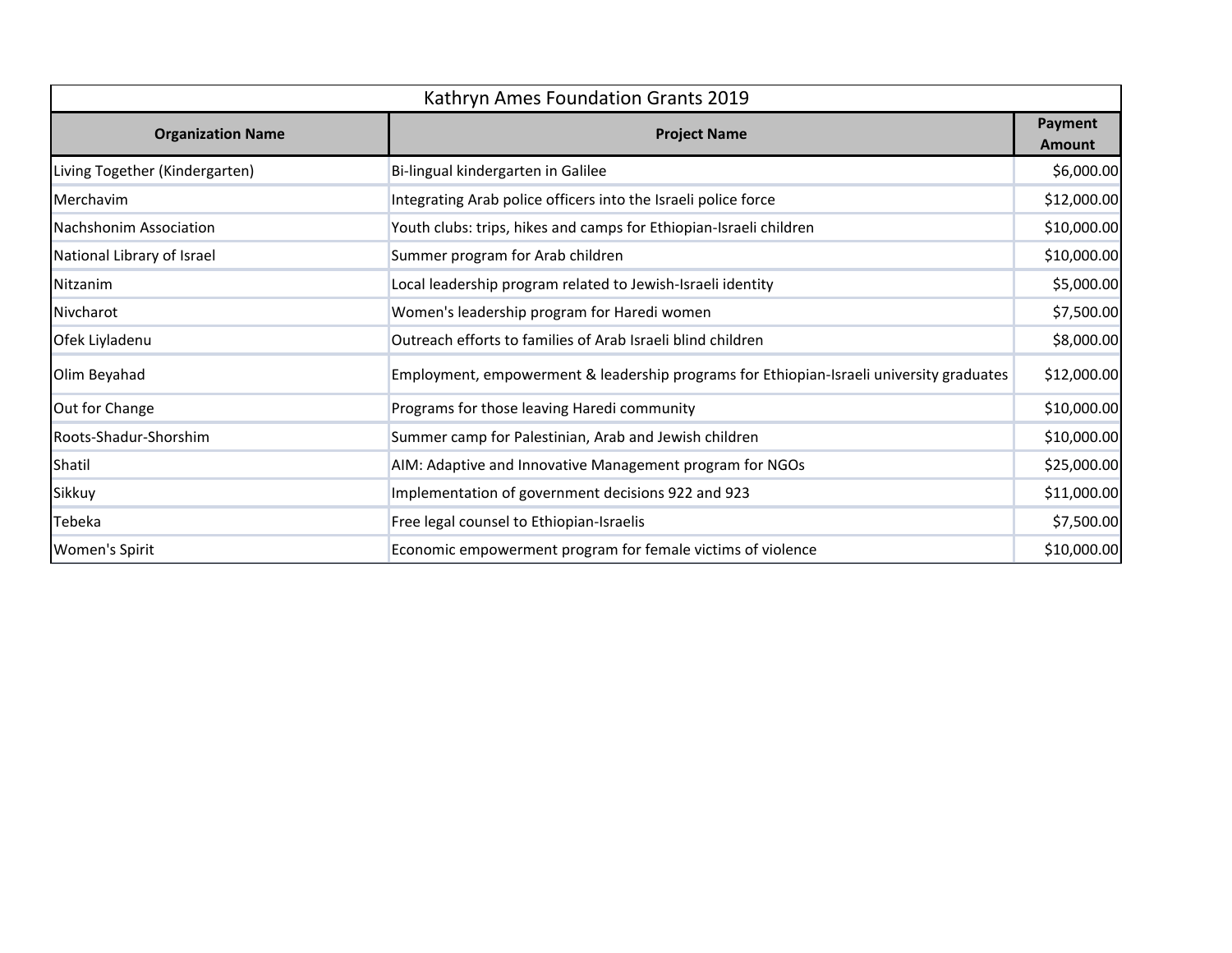| Kathryn Ames Foundation Grants 2019 | | |
| --- | --- | --- |
| **Organization Name** | **Project Name** | **Payment Amount** |
| Living Together (Kindergarten) | Bi-lingual kindergarten in Galilee | $6,000.00 |
| Merchavim | Integrating Arab police officers into the Israeli police force | $12,000.00 |
| Nachshonim Association | Youth clubs: trips, hikes and camps for Ethiopian-Israeli children | $10,000.00 |
| National Library of Israel | Summer program for Arab children | $10,000.00 |
| Nitzanim | Local leadership program related to Jewish-Israeli identity | $5,000.00 |
| Nivcharot | Women's leadership program for Haredi women | $7,500.00 |
| Ofek Liyladenu | Outreach efforts to families of Arab Israeli blind children | $8,000.00 |
| Olim Beyahad | Employment, empowerment & leadership programs for Ethiopian-Israeli university graduates | $12,000.00 |
| Out for Change | Programs for those leaving Haredi community | $10,000.00 |
| Roots-Shadur-Shorshim | Summer camp for Palestinian, Arab and Jewish children | $10,000.00 |
| Shatil | AIM: Adaptive and Innovative Management program for NGOs | $25,000.00 |
| Sikkuy | Implementation of government decisions 922 and 923 | $11,000.00 |
| Tebeka | Free legal counsel to Ethiopian-Israelis | $7,500.00 |
| Women's Spirit | Economic empowerment program for female victims of violence | $10,000.00 |